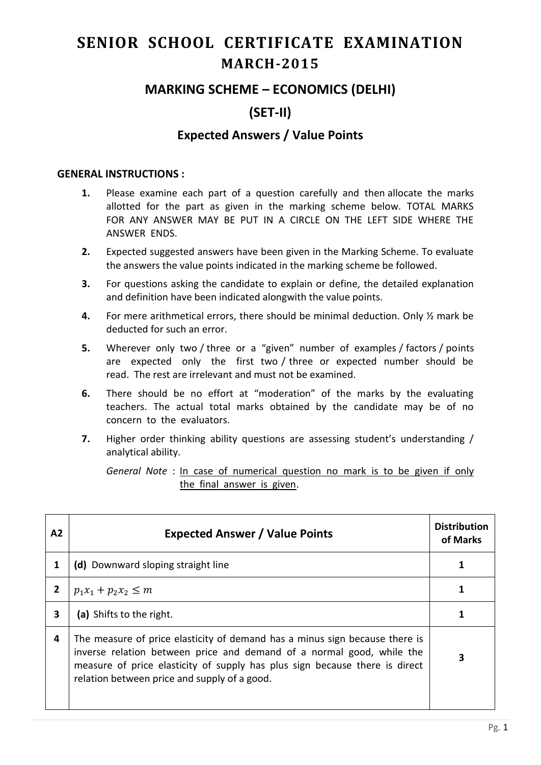# SENIOR SCHOOL CERTIFICATE EXAMINATION

## MARCH-2015

## MARKING SCHEME – ECONOMICS (DELHI)

## (SET-II)

### Expected Answers / Value Points

**GENERAL INSTRUCTIONS :**

1. Please examine each part of a question carefully and then allocate the marks allotted for the part as given in the marking scheme below. TOTAL MARKS FOR ANY ANSWER MAY BE PUT IN A CIRCLE ON THE LEFT SIDE WHERE THE ANSWER ENDS.
2. Expected suggested answers have been given in the Marking Scheme. To evaluate the answers the value points indicated in the marking scheme be followed.
3. For questions asking the candidate to explain or define, the detailed explanation and definition have been indicated alongwith the value points.
4. For mere arithmetical errors, there should be minimal deduction. Only ½ mark be deducted for such an error.
5. Wherever only two / three or a "given" number of examples / factors / points are expected only the first two / three or expected number should be read. The rest are irrelevant and must not be examined.
6. There should be no effort at "moderation" of the marks by the evaluating teachers. The actual total marks obtained by the candidate may be of no concern to the evaluators.
7. Higher order thinking ability questions are assessing student's understanding / analytical ability.

*General Note* : <u>In case of numerical question no mark is to be given if only the final answer is given</u>.

| A2 | Expected Answer / Value Points | Distribution of Marks |
|---|---|---|
| 1 | **(d)** Downward sloping straight line | 1 |
| 2 | $p_1x_1 + p_2x_2 \le m$ | 1 |
| 3 | **(a)** Shifts to the right. | 1 |
| 4 | The measure of price elasticity of demand has a minus sign because there is inverse relation between price and demand of a normal good, while the measure of price elasticity of supply has plus sign because there is direct relation between price and supply of a good. | 3 |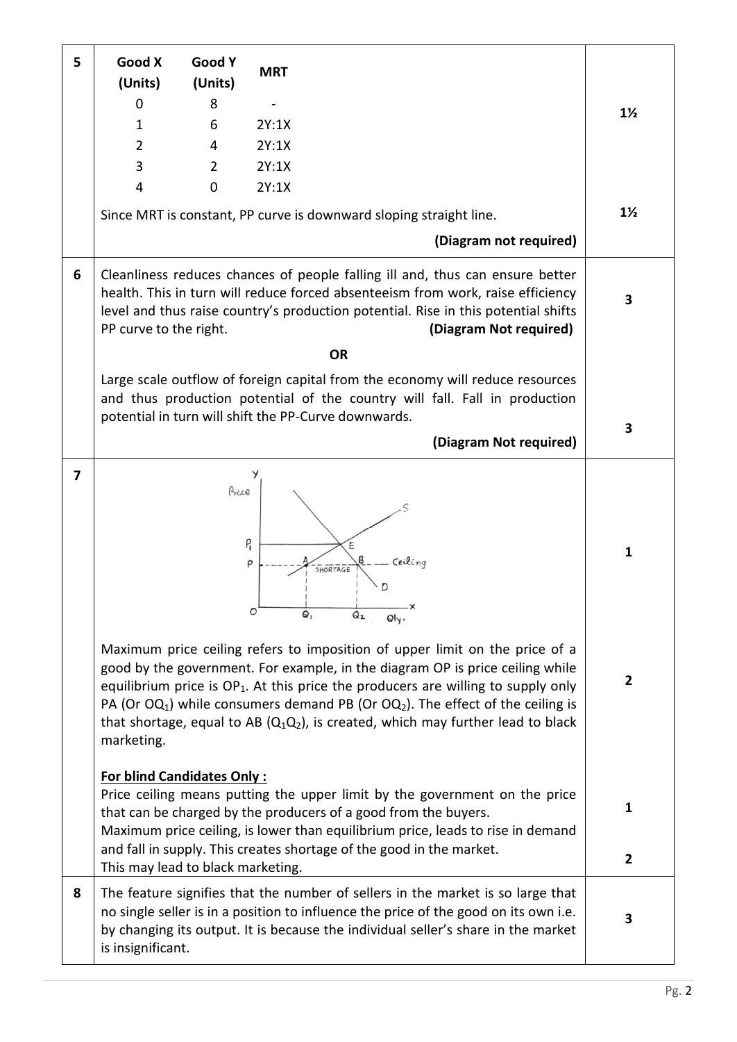| Q | Answer | Marks |
|---|---|---|
| 5 | | |

| Good X (Units) | Good Y (Units) | MRT |
|---|---|---|
| 0 | 8 | - |
| 1 | 6 | 2Y:1X |
| 2 | 4 | 2Y:1X |
| 3 | 2 | 2Y:1X |
| 4 | 0 | 2Y:1X |

**1½**

Since MRT is constant, PP curve is downward sloping straight line. **1½**

**(Diagram not required)**

---

**6**

Cleanliness reduces chances of people falling ill and, thus can ensure better health. This in turn will reduce forced absenteeism from work, raise efficiency level and thus raise country's production potential. Rise in this potential shifts PP curve to the right. **(Diagram Not required)** **3**

**OR**

Large scale outflow of foreign capital from the economy will reduce resources and thus production potential of the country will fall. Fall in production potential in turn will shift the PP-Curve downwards. **3**

**(Diagram Not required)**

---

**7**

**1**

Maximum price ceiling refers to imposition of upper limit on the price of a good by the government. For example, in the diagram OP is price ceiling while equilibrium price is $OP_1$. At this price the producers are willing to supply only PA (Or $OQ_1$) while consumers demand PB (Or $OQ_2$). The effect of the ceiling is that shortage, equal to AB ($Q_1Q_2$), is created, which may further lead to black marketing. **2**

**For blind Candidates Only :**

Price ceiling means putting the upper limit by the government on the price that can be charged by the producers of a good from the buyers. **1**

Maximum price ceiling, is lower than equilibrium price, leads to rise in demand and fall in supply. This creates shortage of the good in the market.

This may lead to black marketing. **2**

---

**8**

The feature signifies that the number of sellers in the market is so large that no single seller is in a position to influence the price of the good on its own i.e. by changing its output. It is because the individual seller's share in the market is insignificant. **3**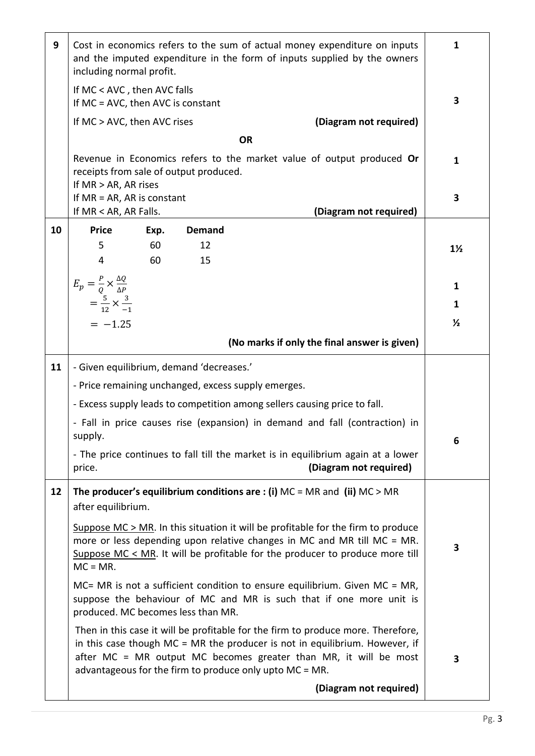| Q. | Answer | Marks |
|---|---|---|
| 9 | Cost in economics refers to the sum of actual money expenditure on inputs and the imputed expenditure in the form of inputs supplied by the owners including normal profit. | 1 |
| | If MC < AVC , then AVC falls<br>If MC = AVC, then AVC is constant<br>If MC > AVC, then AVC rises **(Diagram not required)** | 3 |
| | **OR** | |
| | Revenue in Economics refers to the market value of output produced **Or** receipts from sale of output produced. | 1 |
| | If MR > AR, AR rises<br>If MR = AR, AR is constant<br>If MR < AR, AR Falls. **(Diagram not required)** | 3 |
| 10 | **Price** **Exp.** **Demand**<br>5 60 12<br>4 60 15 | 1½ |
| | $E_p = \frac{P}{Q} \times \frac{\Delta Q}{\Delta P}$ | 1 |
| | $= \frac{5}{12} \times \frac{3}{-1}$ | 1 |
| | $= -1.25$ | ½ |
| | **(No marks if only the final answer is given)** | |
| 11 | - Given equilibrium, demand 'decreases.'<br>- Price remaining unchanged, excess supply emerges.<br>- Excess supply leads to competition among sellers causing price to fall.<br>- Fall in price causes rise (expansion) in demand and fall (contraction) in supply.<br>- The price continues to fall till the market is in equilibrium again at a lower price. **(Diagram not required)** | 6 |
| 12 | **The producer's equilibrium conditions are : (i)** MC = MR and **(ii)** MC > MR after equilibrium.<br><br><u>Suppose MC > MR</u>. In this situation it will be profitable for the firm to produce more or less depending upon relative changes in MC and MR till MC = MR. <u>Suppose MC < MR</u>. It will be profitable for the producer to produce more till MC = MR. | 3 |
| | MC= MR is not a sufficient condition to ensure equilibrium. Given MC = MR, suppose the behaviour of MC and MR is such that if one more unit is produced. MC becomes less than MR.<br><br>Then in this case it will be profitable for the firm to produce more. Therefore, in this case though MC = MR the producer is not in equilibrium. However, if after MC = MR output MC becomes greater than MR, it will be most advantageous for the firm to produce only upto MC = MR.<br><br>**(Diagram not required)** | 3 |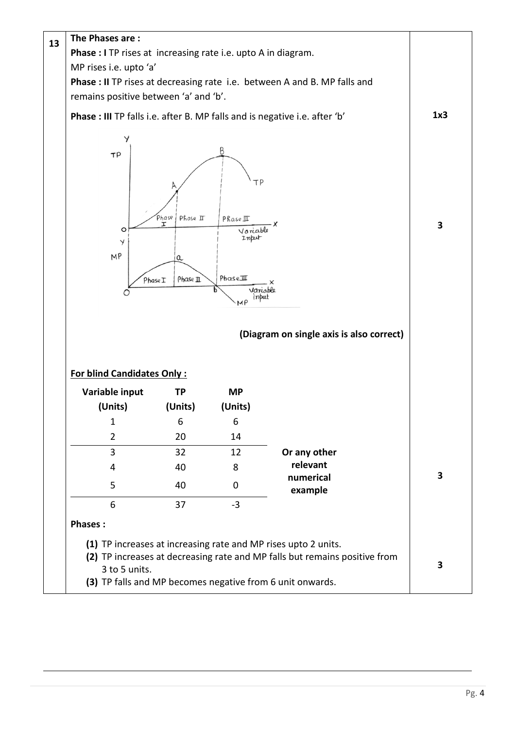**13**

**The Phases are :**

**Phase : I** TP rises at increasing rate i.e. upto A in diagram.
MP rises i.e. upto 'a'

**Phase : II** TP rises at decreasing rate i.e. between A and B. MP falls and remains positive between 'a' and 'b'.

**Phase : III** TP falls i.e. after B. MP falls and is negative i.e. after 'b' — **1x3**

**3**

**(Diagram on single axis is also correct)**

**For blind Candidates Only :**

| Variable input (Units) | TP (Units) | MP (Units) |
|---|---|---|
| 1 | 6 | 6 |
| 2 | 20 | 14 |
| 3 | 32 | 12 |
| 4 | 40 | 8 |
| 5 | 40 | 0 |
| 6 | 37 | -3 |

**Or any other relevant numerical example** — **3**

**Phases :**

**(1)** TP increases at increasing rate and MP rises upto 2 units.
**(2)** TP increases at decreasing rate and MP falls but remains positive from 3 to 5 units.
**(3)** TP falls and MP becomes negative from 6 unit onwards.

**3**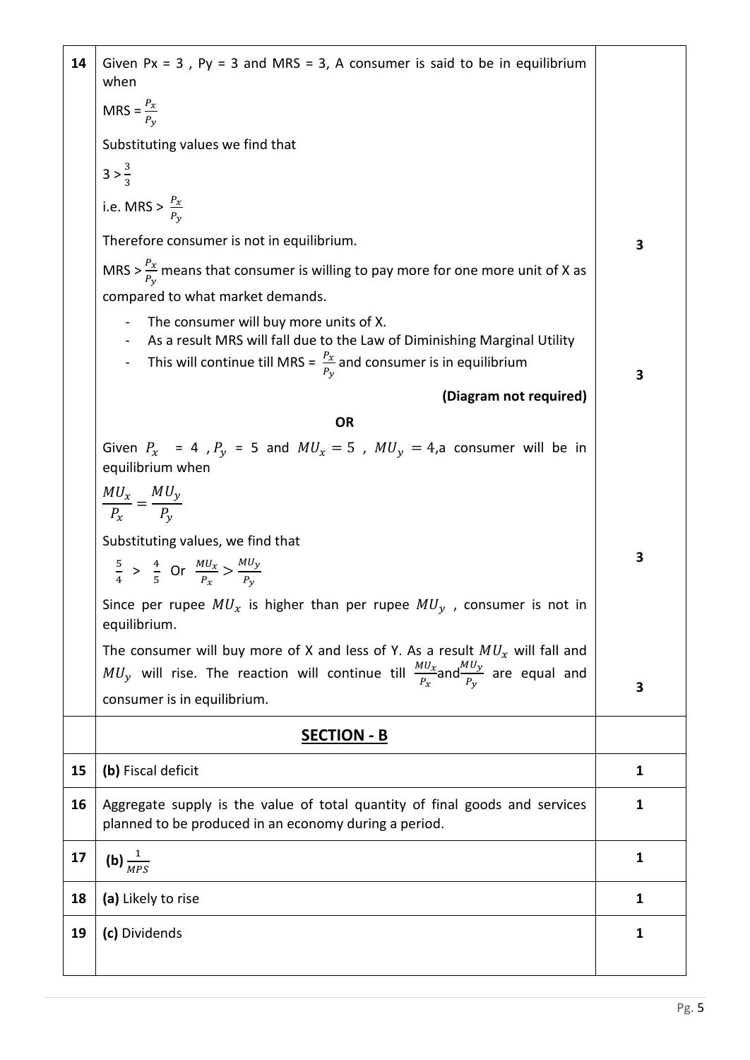| Q | Answer | Marks |
|---|---|---|
| 14 | Given Px = 3 , Py = 3 and MRS = 3, A consumer is said to be in equilibrium when<br><br>MRS = $\frac{P_x}{P_y}$<br><br>Substituting values we find that<br><br>$3 > \frac{3}{3}$<br><br>i.e. MRS > $\frac{P_x}{P_y}$<br><br>Therefore consumer is not in equilibrium. | 3 |
| | MRS > $\frac{P_x}{P_y}$ means that consumer is willing to pay more for one more unit of X as compared to what market demands.<br><br>- The consumer will buy more units of X.<br>- As a result MRS will fall due to the Law of Diminishing Marginal Utility<br>- This will continue till MRS = $\frac{P_x}{P_y}$ and consumer is in equilibrium<br><br>**(Diagram not required)** | 3 |
| | **OR** | |
| | Given $P_x$ = 4 , $P_y$ = 5 and $MU_x = 5$ , $MU_y = 4$,a consumer will be in equilibrium when<br><br>$\frac{MU_x}{P_x} = \frac{MU_y}{P_y}$<br><br>Substituting values, we find that<br><br>$\frac{5}{4} > \frac{4}{5}$ Or $\frac{MU_x}{P_x} > \frac{MU_y}{P_y}$<br><br>Since per rupee $MU_x$ is higher than per rupee $MU_y$ , consumer is not in equilibrium. | 3 |
| | The consumer will buy more of X and less of Y. As a result $MU_x$ will fall and $MU_y$ will rise. The reaction will continue till $\frac{MU_x}{P_x}$and$\frac{MU_y}{P_y}$ are equal and consumer is in equilibrium. | 3 |
| | **SECTION - B** | |
| 15 | **(b)** Fiscal deficit | 1 |
| 16 | Aggregate supply is the value of total quantity of final goods and services planned to be produced in an economy during a period. | 1 |
| 17 | **(b)** $\frac{1}{MPS}$ | 1 |
| 18 | **(a)** Likely to rise | 1 |
| 19 | **(c)** Dividends | 1 |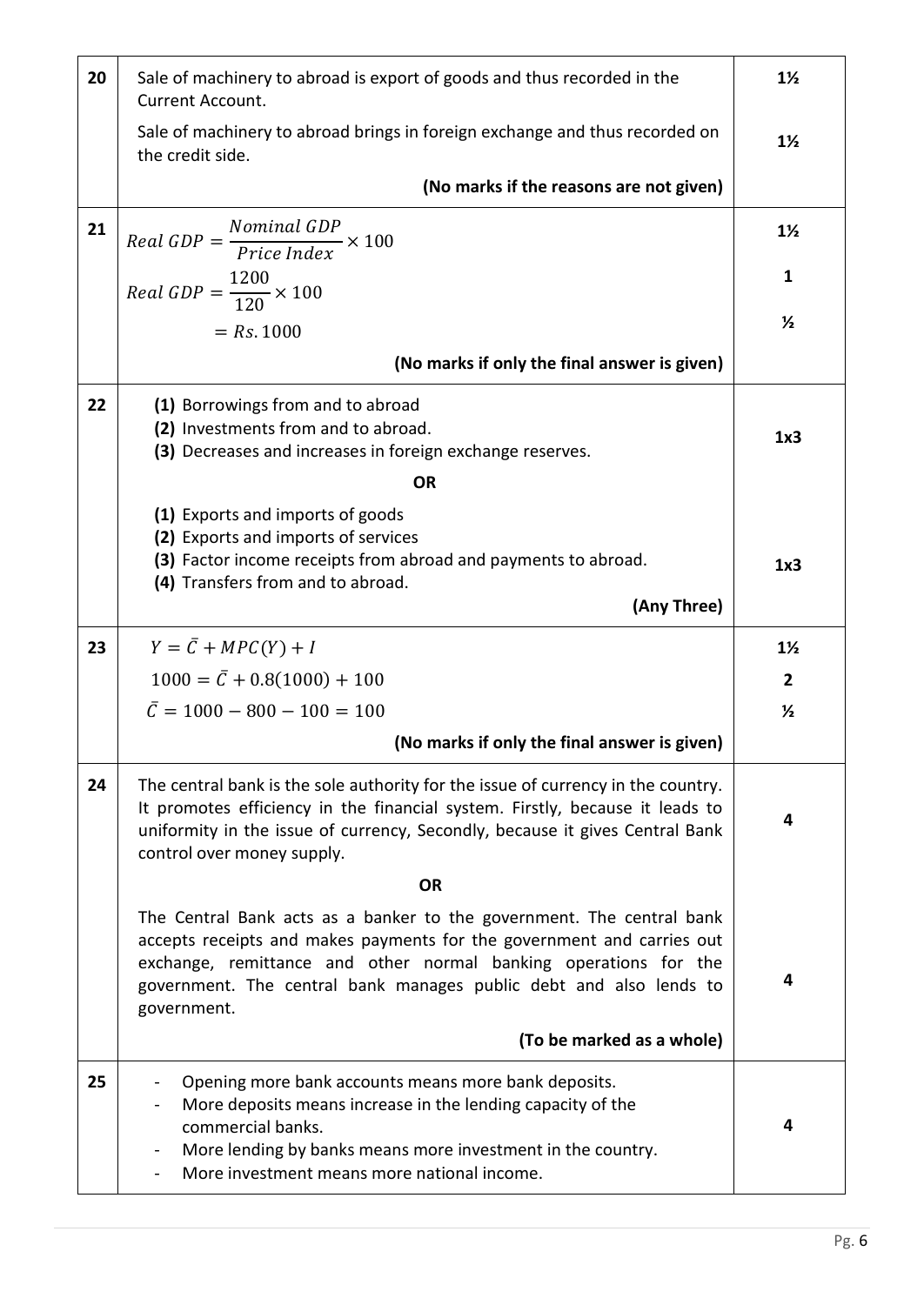| | | |
|---|---|---|
| 20 | Sale of machinery to abroad is export of goods and thus recorded in the Current Account.<br>Sale of machinery to abroad brings in foreign exchange and thus recorded on the credit side.<br>**(No marks if the reasons are not given)** | 1½<br>1½ |
| 21 | $Real\ GDP = \frac{Nominal\ GDP}{Price\ Index} \times 100$<br>$Real\ GDP = \frac{1200}{120} \times 100$<br>$= Rs. 1000$<br>**(No marks if only the final answer is given)** | 1½<br>1<br>½ |
| 22 | **(1)** Borrowings from and to abroad<br>**(2)** Investments from and to abroad.<br>**(3)** Decreases and increases in foreign exchange reserves.<br>**OR**<br>**(1)** Exports and imports of goods<br>**(2)** Exports and imports of services<br>**(3)** Factor income receipts from abroad and payments to abroad.<br>**(4)** Transfers from and to abroad.<br>**(Any Three)** | 1x3<br><br>1x3 |
| 23 | $Y = \bar{C} + MPC(Y) + I$<br>$1000 = \bar{C} + 0.8(1000) + 100$<br>$\bar{C} = 1000 - 800 - 100 = 100$<br>**(No marks if only the final answer is given)** | 1½<br>2<br>½ |
| 24 | The central bank is the sole authority for the issue of currency in the country. It promotes efficiency in the financial system. Firstly, because it leads to uniformity in the issue of currency, Secondly, because it gives Central Bank control over money supply.<br>**OR**<br>The Central Bank acts as a banker to the government. The central bank accepts receipts and makes payments for the government and carries out exchange, remittance and other normal banking operations for the government. The central bank manages public debt and also lends to government.<br>**(To be marked as a whole)** | 4<br><br>4 |
| 25 | - Opening more bank accounts means more bank deposits.<br>- More deposits means increase in the lending capacity of the commercial banks.<br>- More lending by banks means more investment in the country.<br>- More investment means more national income. | 4 |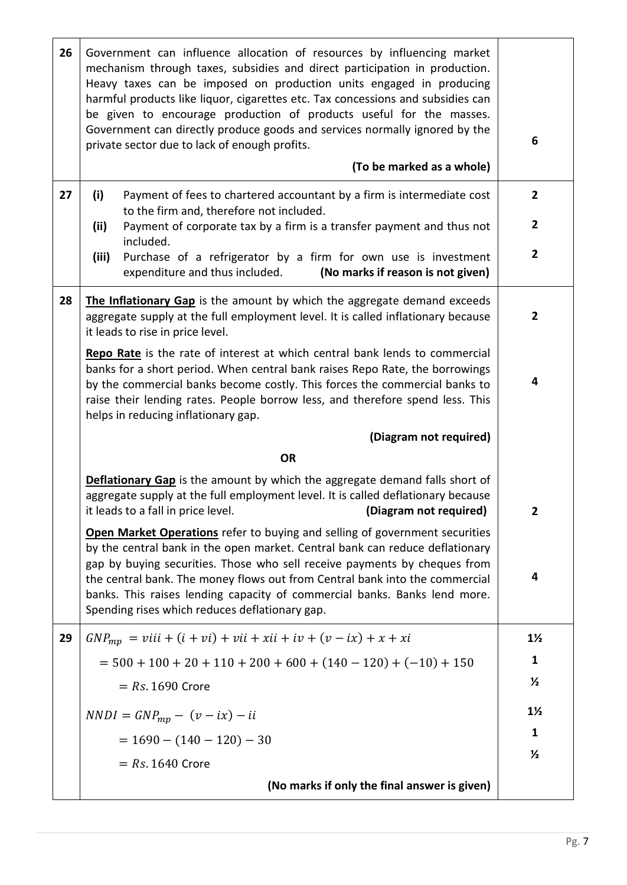| | | |
|---|---|---|
| 26 | Government can influence allocation of resources by influencing market mechanism through taxes, subsidies and direct participation in production. Heavy taxes can be imposed on production units engaged in producing harmful products like liquor, cigarettes etc. Tax concessions and subsidies can be given to encourage production of products useful for the masses. Government can directly produce goods and services normally ignored by the private sector due to lack of enough profits. **(To be marked as a whole)** | 6 |
| 27 | **(i)** Payment of fees to chartered accountant by a firm is intermediate cost to the firm and, therefore not included. | 2 |
| | **(ii)** Payment of corporate tax by a firm is a transfer payment and thus not included. | 2 |
| | **(iii)** Purchase of a refrigerator by a firm for own use is investment expenditure and thus included. **(No marks if reason is not given)** | 2 |
| 28 | **The Inflationary Gap** is the amount by which the aggregate demand exceeds aggregate supply at the full employment level. It is called inflationary because it leads to rise in price level. | 2 |
| | **Repo Rate** is the rate of interest at which central bank lends to commercial banks for a short period. When central bank raises Repo Rate, the borrowings by the commercial banks become costly. This forces the commercial banks to raise their lending rates. People borrow less, and therefore spend less. This helps in reducing inflationary gap. **(Diagram not required)** | 4 |
| | **OR** | |
| | **Deflationary Gap** is the amount by which the aggregate demand falls short of aggregate supply at the full employment level. It is called deflationary because it leads to a fall in price level. **(Diagram not required)** | 2 |
| | **Open Market Operations** refer to buying and selling of government securities by the central bank in the open market. Central bank can reduce deflationary gap by buying securities. Those who sell receive payments by cheques from the central bank. The money flows out from Central bank into the commercial banks. This raises lending capacity of commercial banks. Banks lend more. Spending rises which reduces deflationary gap. | 4 |
| 29 | $GNP_{mp} = viii + (i + vi) + vii + xii + iv + (v - ix) + x + xi$ | 1½ |
| | $= 500 + 100 + 20 + 110 + 200 + 600 + (140 - 120) + (-10) + 150$ | 1 |
| | $= Rs. 1690$ Crore | ½ |
| | $NNDI = GNP_{mp} - (v - ix) - ii$ | 1½ |
| | $= 1690 - (140 - 120) - 30$ | 1 |
| | $= Rs. 1640$ Crore **(No marks if only the final answer is given)** | ½ |